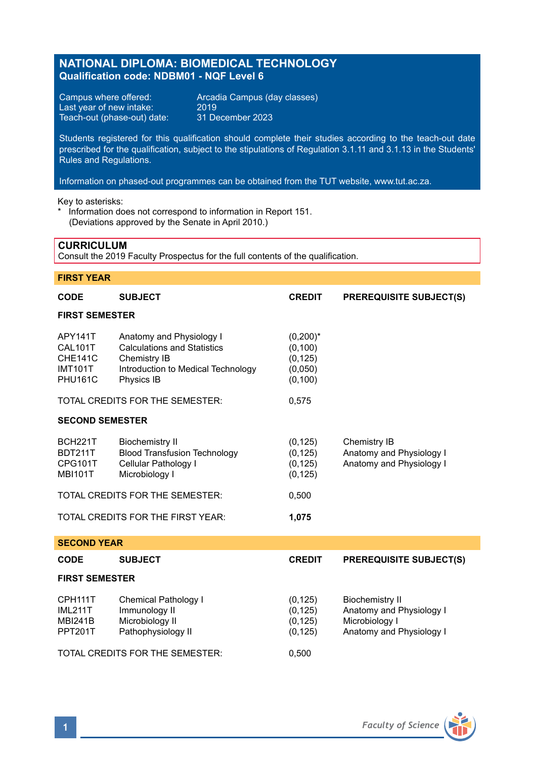# NATIONAL DIPLOMA: BIOMEDICAL TECHNOLOGY

**Qualification code: NDBM01 - NQF Level 6**

Campus where offered: Arcadia Campus (day classes)
Last year of new intake: 2019
Teach-out (phase-out) date: 31 December 2023

Students registered for this qualification should complete their studies according to the teach-out date prescribed for the qualification, subject to the stipulations of Regulation 3.1.11 and 3.1.13 in the Students' Rules and Regulations.

Information on phased-out programmes can be obtained from the TUT website, www.tut.ac.za.

Key to asterisks:
* Information does not correspond to information in Report 151. (Deviations approved by the Senate in April 2010.)

## CURRICULUM

Consult the 2019 Faculty Prospectus for the full contents of the qualification.

## FIRST YEAR

| CODE | SUBJECT | CREDIT | PREREQUISITE SUBJECT(S) |
|---|---|---|---|
| **FIRST SEMESTER** | | | |
| APY141T | Anatomy and Physiology I | (0,200)* | |
| CAL101T | Calculations and Statistics | (0,100) | |
| CHE141C | Chemistry IB | (0,125) | |
| IMT101T | Introduction to Medical Technology | (0,050) | |
| PHU161C | Physics IB | (0,100) | |
| TOTAL CREDITS FOR THE SEMESTER: | | 0,575 | |
| **SECOND SEMESTER** | | | |
| BCH221T | Biochemistry II | (0,125) | Chemistry IB |
| BDT211T | Blood Transfusion Technology | (0,125) | Anatomy and Physiology I |
| CPG101T | Cellular Pathology I | (0,125) | Anatomy and Physiology I |
| MBI101T | Microbiology I | (0,125) | |
| TOTAL CREDITS FOR THE SEMESTER: | | 0,500 | |
| TOTAL CREDITS FOR THE FIRST YEAR: | | **1,075** | |

## SECOND YEAR

| CODE | SUBJECT | CREDIT | PREREQUISITE SUBJECT(S) |
|---|---|---|---|
| **FIRST SEMESTER** | | | |
| CPH111T | Chemical Pathology I | (0,125) | Biochemistry II |
| IML211T | Immunology II | (0,125) | Anatomy and Physiology I |
| MBI241B | Microbiology II | (0,125) | Microbiology I |
| PPT201T | Pathophysiology II | (0,125) | Anatomy and Physiology I |
| TOTAL CREDITS FOR THE SEMESTER: | | 0,500 | |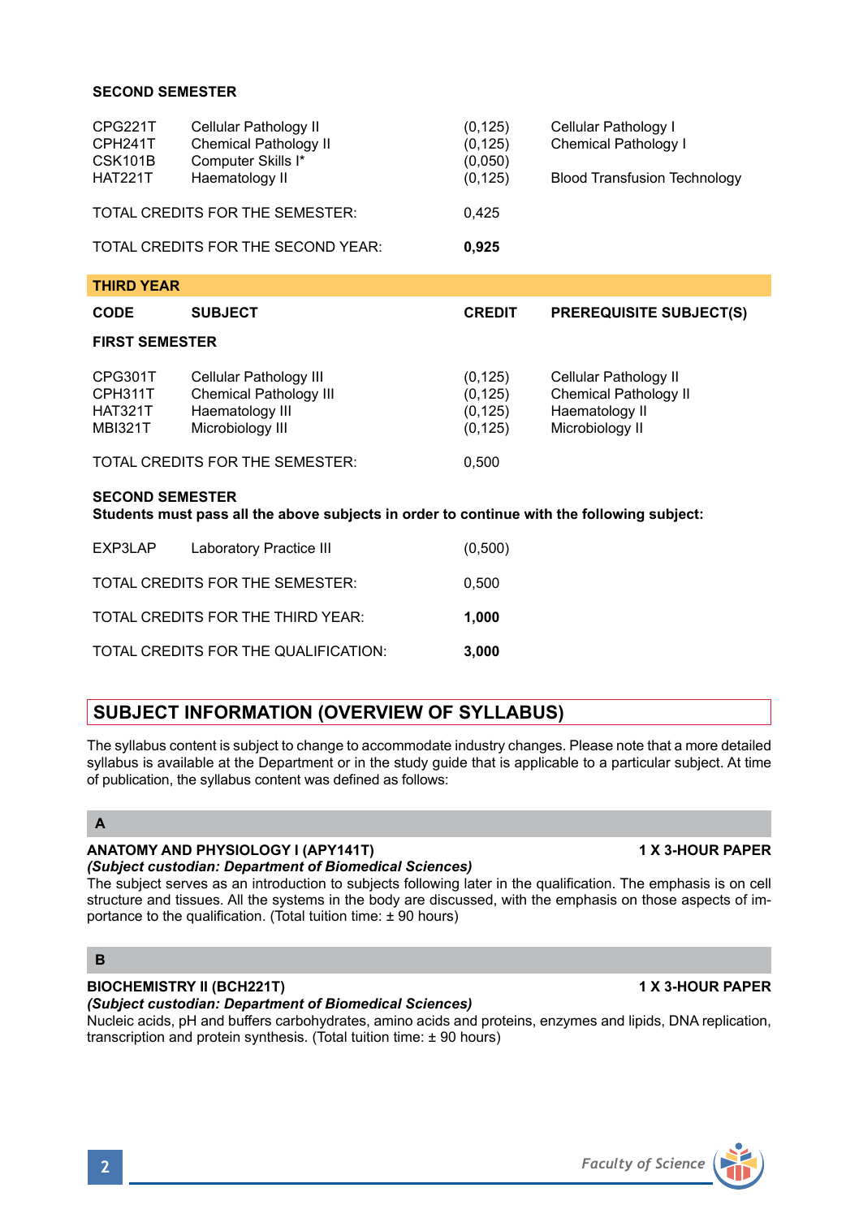**SECOND SEMESTER**

| | | | |
|---|---|---|---|
| CPG221T | Cellular Pathology II | (0,125) | Cellular Pathology I |
| CPH241T | Chemical Pathology II | (0,125) | Chemical Pathology I |
| CSK101B | Computer Skills I* | (0,050) | |
| HAT221T | Haematology II | (0,125) | Blood Transfusion Technology |

TOTAL CREDITS FOR THE SEMESTER: 0,425

TOTAL CREDITS FOR THE SECOND YEAR: **0,925**

## THIRD YEAR

| CODE | SUBJECT | CREDIT | PREREQUISITE SUBJECT(S) |
|---|---|---|---|
| **FIRST SEMESTER** | | | |
| CPG301T | Cellular Pathology III | (0,125) | Cellular Pathology II |
| CPH311T | Chemical Pathology III | (0,125) | Chemical Pathology II |
| HAT321T | Haematology III | (0,125) | Haematology II |
| MBI321T | Microbiology III | (0,125) | Microbiology II |

TOTAL CREDITS FOR THE SEMESTER: 0,500

**SECOND SEMESTER**

**Students must pass all the above subjects in order to continue with the following subject:**

| | | |
|---|---|---|
| EXP3LAP | Laboratory Practice III | (0,500) |

TOTAL CREDITS FOR THE SEMESTER: 0,500

TOTAL CREDITS FOR THE THIRD YEAR: **1,000**

TOTAL CREDITS FOR THE QUALIFICATION: **3,000**

## SUBJECT INFORMATION (OVERVIEW OF SYLLABUS)

The syllabus content is subject to change to accommodate industry changes. Please note that a more detailed syllabus is available at the Department or in the study guide that is applicable to a particular subject. At time of publication, the syllabus content was defined as follows:

### A

**ANATOMY AND PHYSIOLOGY I (APY141T)** **1 X 3-HOUR PAPER**
***(Subject custodian: Department of Biomedical Sciences)***
The subject serves as an introduction to subjects following later in the qualification. The emphasis is on cell structure and tissues. All the systems in the body are discussed, with the emphasis on those aspects of importance to the qualification. (Total tuition time: ± 90 hours)

### B

**BIOCHEMISTRY II (BCH221T)** **1 X 3-HOUR PAPER**
***(Subject custodian: Department of Biomedical Sciences)***
Nucleic acids, pH and buffers carbohydrates, amino acids and proteins, enzymes and lipids, DNA replication, transcription and protein synthesis. (Total tuition time: ± 90 hours)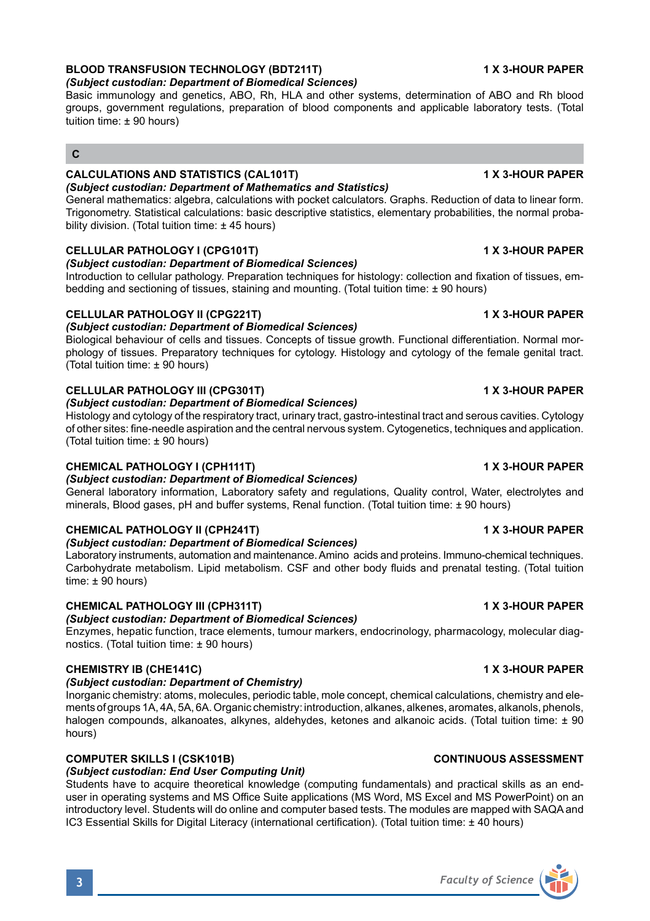### BLOOD TRANSFUSION TECHNOLOGY (BDT211T) — 1 X 3-HOUR PAPER

*(Subject custodian: Department of Biomedical Sciences)*

Basic immunology and genetics, ABO, Rh, HLA and other systems, determination of ABO and Rh blood groups, government regulations, preparation of blood components and applicable laboratory tests. (Total tuition time: ± 90 hours)

## C

### CALCULATIONS AND STATISTICS (CAL101T) — 1 X 3-HOUR PAPER

*(Subject custodian: Department of Mathematics and Statistics)*

General mathematics: algebra, calculations with pocket calculators. Graphs. Reduction of data to linear form. Trigonometry. Statistical calculations: basic descriptive statistics, elementary probabilities, the normal probability division. (Total tuition time: ± 45 hours)

### CELLULAR PATHOLOGY I (CPG101T) — 1 X 3-HOUR PAPER

*(Subject custodian: Department of Biomedical Sciences)*

Introduction to cellular pathology. Preparation techniques for histology: collection and fixation of tissues, embedding and sectioning of tissues, staining and mounting. (Total tuition time: ± 90 hours)

### CELLULAR PATHOLOGY II (CPG221T) — 1 X 3-HOUR PAPER

*(Subject custodian: Department of Biomedical Sciences)*

Biological behaviour of cells and tissues. Concepts of tissue growth. Functional differentiation. Normal morphology of tissues. Preparatory techniques for cytology. Histology and cytology of the female genital tract. (Total tuition time: ± 90 hours)

### CELLULAR PATHOLOGY III (CPG301T) — 1 X 3-HOUR PAPER

*(Subject custodian: Department of Biomedical Sciences)*

Histology and cytology of the respiratory tract, urinary tract, gastro-intestinal tract and serous cavities. Cytology of other sites: fine-needle aspiration and the central nervous system. Cytogenetics, techniques and application. (Total tuition time: ± 90 hours)

### CHEMICAL PATHOLOGY I (CPH111T) — 1 X 3-HOUR PAPER

*(Subject custodian: Department of Biomedical Sciences)*

General laboratory information, Laboratory safety and regulations, Quality control, Water, electrolytes and minerals, Blood gases, pH and buffer systems, Renal function. (Total tuition time: ± 90 hours)

### CHEMICAL PATHOLOGY II (CPH241T) — 1 X 3-HOUR PAPER

*(Subject custodian: Department of Biomedical Sciences)*

Laboratory instruments, automation and maintenance. Amino acids and proteins. Immuno-chemical techniques. Carbohydrate metabolism. Lipid metabolism. CSF and other body fluids and prenatal testing. (Total tuition time: ± 90 hours)

### CHEMICAL PATHOLOGY III (CPH311T) — 1 X 3-HOUR PAPER

*(Subject custodian: Department of Biomedical Sciences)*

Enzymes, hepatic function, trace elements, tumour markers, endocrinology, pharmacology, molecular diagnostics. (Total tuition time: ± 90 hours)

### CHEMISTRY IB (CHE141C) — 1 X 3-HOUR PAPER

*(Subject custodian: Department of Chemistry)*

Inorganic chemistry: atoms, molecules, periodic table, mole concept, chemical calculations, chemistry and elements of groups 1A, 4A, 5A, 6A. Organic chemistry: introduction, alkanes, alkenes, aromates, alkanols, phenols, halogen compounds, alkanoates, alkynes, aldehydes, ketones and alkanoic acids. (Total tuition time: ± 90 hours)

### COMPUTER SKILLS I (CSK101B) — CONTINUOUS ASSESSMENT

*(Subject custodian: End User Computing Unit)*

Students have to acquire theoretical knowledge (computing fundamentals) and practical skills as an end-user in operating systems and MS Office Suite applications (MS Word, MS Excel and MS PowerPoint) on an introductory level. Students will do online and computer based tests. The modules are mapped with SAQA and IC3 Essential Skills for Digital Literacy (international certification). (Total tuition time: ± 40 hours)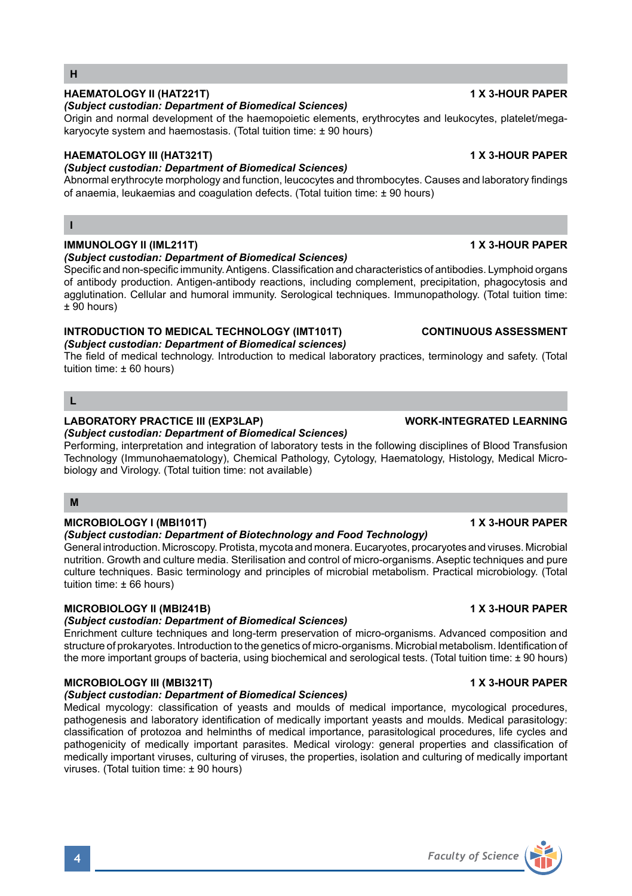## H

### HAEMATOLOGY II (HAT221T) — 1 X 3-HOUR PAPER

***(Subject custodian: Department of Biomedical Sciences)***

Origin and normal development of the haemopoietic elements, erythrocytes and leukocytes, platelet/megakaryocyte system and haemostasis. (Total tuition time: ± 90 hours)

### HAEMATOLOGY III (HAT321T) — 1 X 3-HOUR PAPER

***(Subject custodian: Department of Biomedical Sciences)***

Abnormal erythrocyte morphology and function, leucocytes and thrombocytes. Causes and laboratory findings of anaemia, leukaemias and coagulation defects. (Total tuition time: ± 90 hours)

## I

### IMMUNOLOGY II (IML211T) — 1 X 3-HOUR PAPER

***(Subject custodian: Department of Biomedical Sciences)***

Specific and non-specific immunity. Antigens. Classification and characteristics of antibodies. Lymphoid organs of antibody production. Antigen-antibody reactions, including complement, precipitation, phagocytosis and agglutination. Cellular and humoral immunity. Serological techniques. Immunopathology. (Total tuition time: ± 90 hours)

### INTRODUCTION TO MEDICAL TECHNOLOGY (IMT101T) — CONTINUOUS ASSESSMENT

***(Subject custodian: Department of Biomedical sciences)***

The field of medical technology. Introduction to medical laboratory practices, terminology and safety. (Total tuition time: ± 60 hours)

## L

### LABORATORY PRACTICE III (EXP3LAP) — WORK-INTEGRATED LEARNING

***(Subject custodian: Department of Biomedical Sciences)***

Performing, interpretation and integration of laboratory tests in the following disciplines of Blood Transfusion Technology (Immunohaematology), Chemical Pathology, Cytology, Haematology, Histology, Medical Microbiology and Virology. (Total tuition time: not available)

## M

### MICROBIOLOGY I (MBI101T) — 1 X 3-HOUR PAPER

***(Subject custodian: Department of Biotechnology and Food Technology)***

General introduction. Microscopy. Protista, mycota and monera. Eucaryotes, procaryotes and viruses. Microbial nutrition. Growth and culture media. Sterilisation and control of micro-organisms. Aseptic techniques and pure culture techniques. Basic terminology and principles of microbial metabolism. Practical microbiology. (Total tuition time: ± 66 hours)

### MICROBIOLOGY II (MBI241B) — 1 X 3-HOUR PAPER

***(Subject custodian: Department of Biomedical Sciences)***

Enrichment culture techniques and long-term preservation of micro-organisms. Advanced composition and structure of prokaryotes. Introduction to the genetics of micro-organisms. Microbial metabolism. Identification of the more important groups of bacteria, using biochemical and serological tests. (Total tuition time: ± 90 hours)

### MICROBIOLOGY III (MBI321T) — 1 X 3-HOUR PAPER

***(Subject custodian: Department of Biomedical Sciences)***

Medical mycology: classification of yeasts and moulds of medical importance, mycological procedures, pathogenesis and laboratory identification of medically important yeasts and moulds. Medical parasitology: classification of protozoa and helminths of medical importance, parasitological procedures, life cycles and pathogenicity of medically important parasites. Medical virology: general properties and classification of medically important viruses, culturing of viruses, the properties, isolation and culturing of medically important viruses. (Total tuition time: ± 90 hours)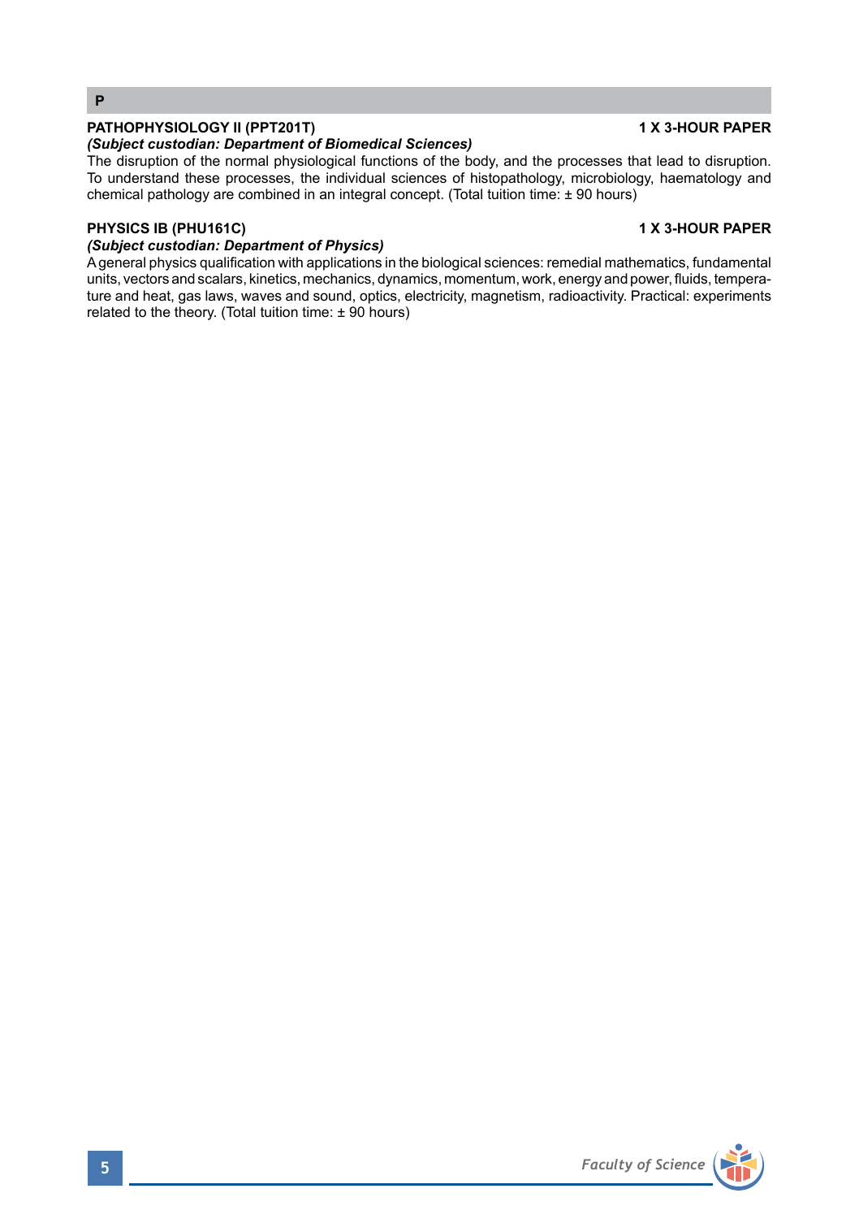## P

**PATHOPHYSIOLOGY II (PPT201T)** **1 X 3-HOUR PAPER**

***(Subject custodian: Department of Biomedical Sciences)***

The disruption of the normal physiological functions of the body, and the processes that lead to disruption. To understand these processes, the individual sciences of histopathology, microbiology, haematology and chemical pathology are combined in an integral concept. (Total tuition time: ± 90 hours)

**PHYSICS IB (PHU161C)** **1 X 3-HOUR PAPER**

***(Subject custodian: Department of Physics)***

A general physics qualification with applications in the biological sciences: remedial mathematics, fundamental units, vectors and scalars, kinetics, mechanics, dynamics, momentum, work, energy and power, fluids, temperature and heat, gas laws, waves and sound, optics, electricity, magnetism, radioactivity. Practical: experiments related to the theory. (Total tuition time: ± 90 hours)